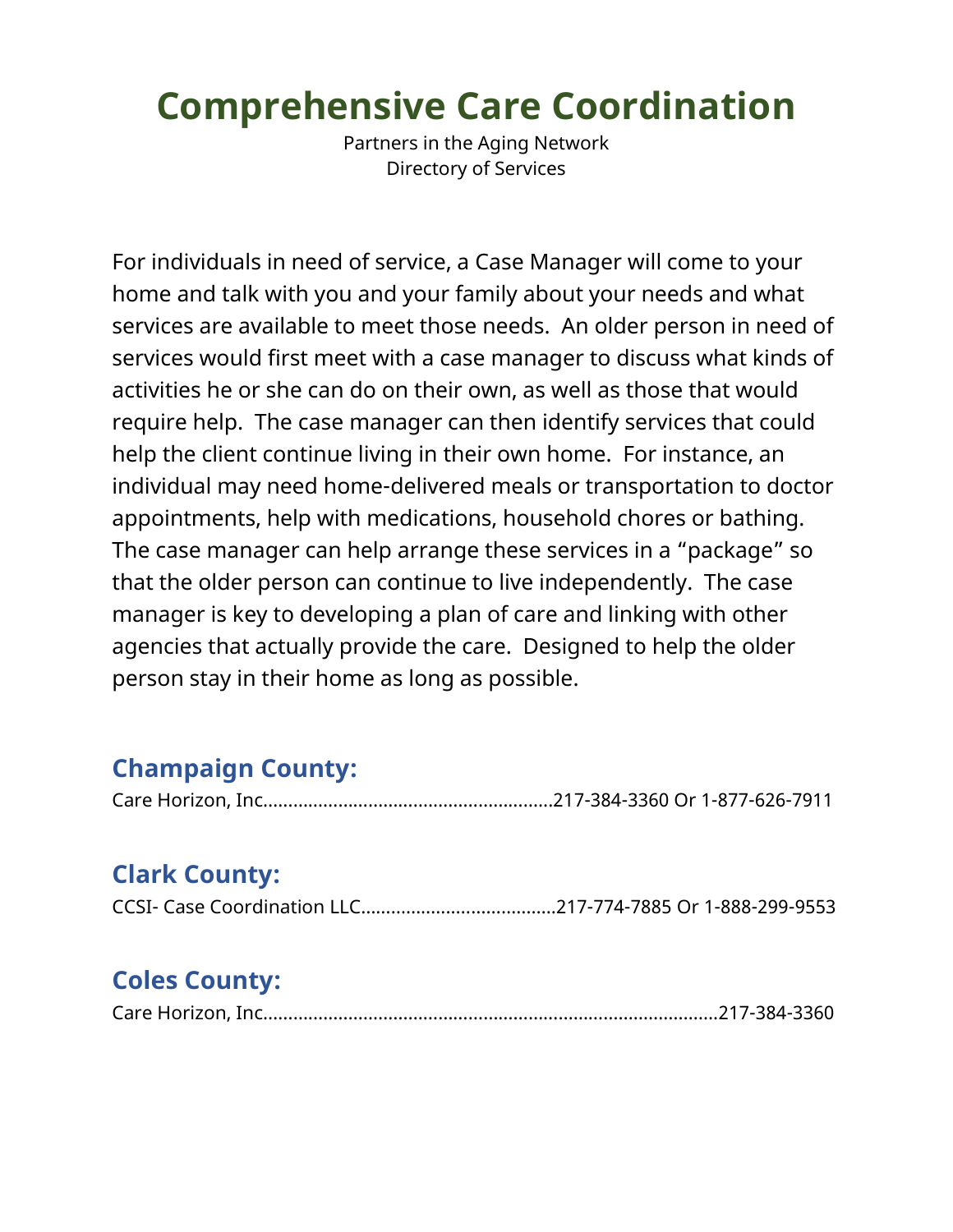# Comprehensive Care Coordination

Partners in the Aging Network
Directory of Services

For individuals in need of service, a Case Manager will come to your home and talk with you and your family about your needs and what services are available to meet those needs. An older person in need of services would first meet with a case manager to discuss what kinds of activities he or she can do on their own, as well as those that would require help. The case manager can then identify services that could help the client continue living in their own home. For instance, an individual may need home-delivered meals or transportation to doctor appointments, help with medications, household chores or bathing. The case manager can help arrange these services in a "package" so that the older person can continue to live independently. The case manager is key to developing a plan of care and linking with other agencies that actually provide the care. Designed to help the older person stay in their home as long as possible.

## Champaign County:

Care Horizon, Inc.........................................................217-384-3360 Or 1-877-626-7911

## Clark County:

CCSI- Case Coordination LLC.......................................217-774-7885 Or 1-888-299-9553

## Coles County:

Care Horizon, Inc..........................................................................................217-384-3360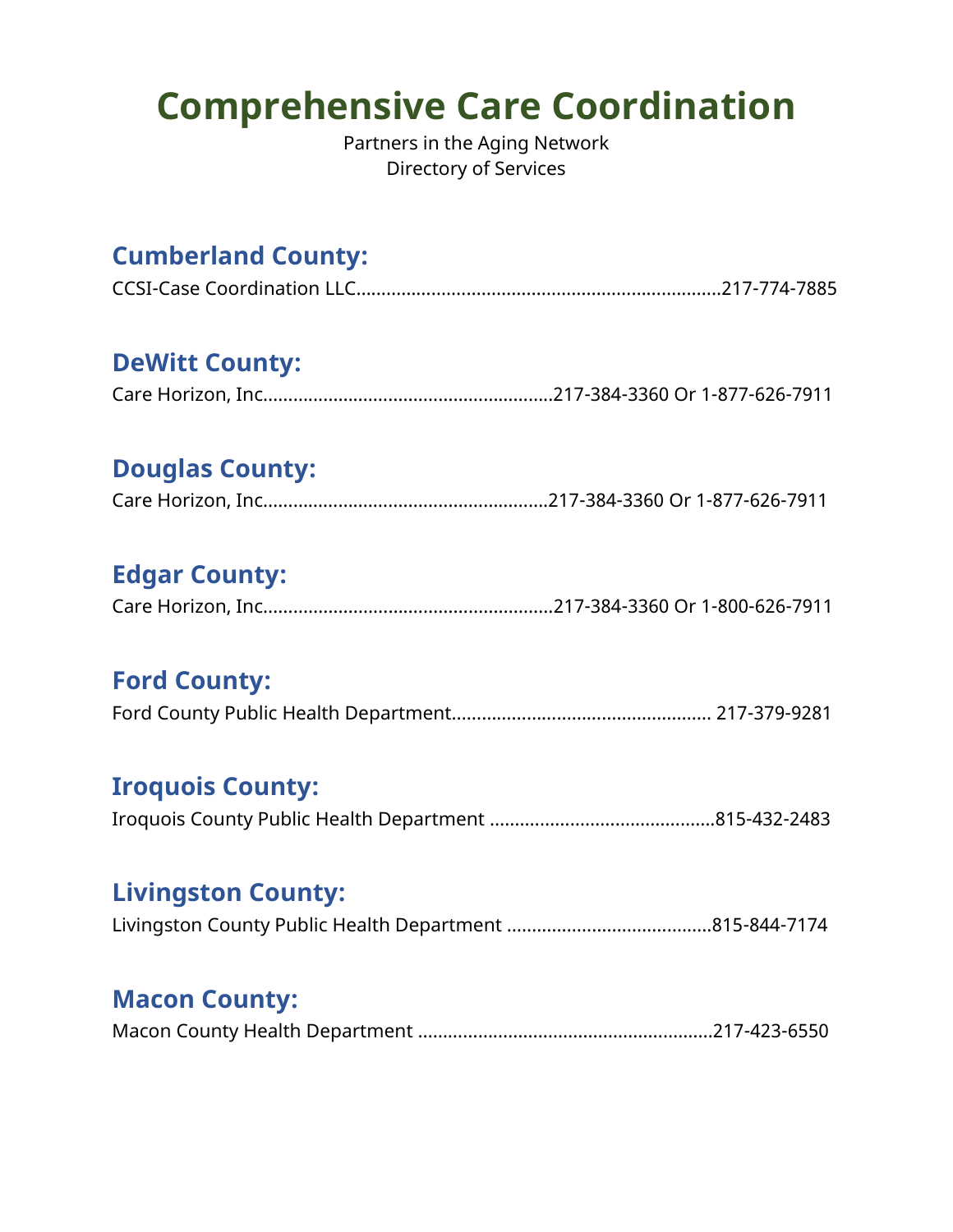# Comprehensive Care Coordination

Partners in the Aging Network
Directory of Services

## Cumberland County:

CCSI-Case Coordination LLC……………………………………………………………217-774-7885

## DeWitt County:

Care Horizon, Inc…………………………………………………217-384-3360 Or 1-877-626-7911

## Douglas County:

Care Horizon, Inc…………………………………………………217-384-3360 Or 1-877-626-7911

## Edgar County:

Care Horizon, Inc…………………………………………………217-384-3360 Or 1-800-626-7911

## Ford County:

Ford County Public Health Department…………………………………………… 217-379-9281

## Iroquois County:

Iroquois County Public Health Department ………………………………………815-432-2483

## Livingston County:

Livingston County Public Health Department …………………………………815-844-7174

## Macon County:

Macon County Health Department …………………………………………………217-423-6550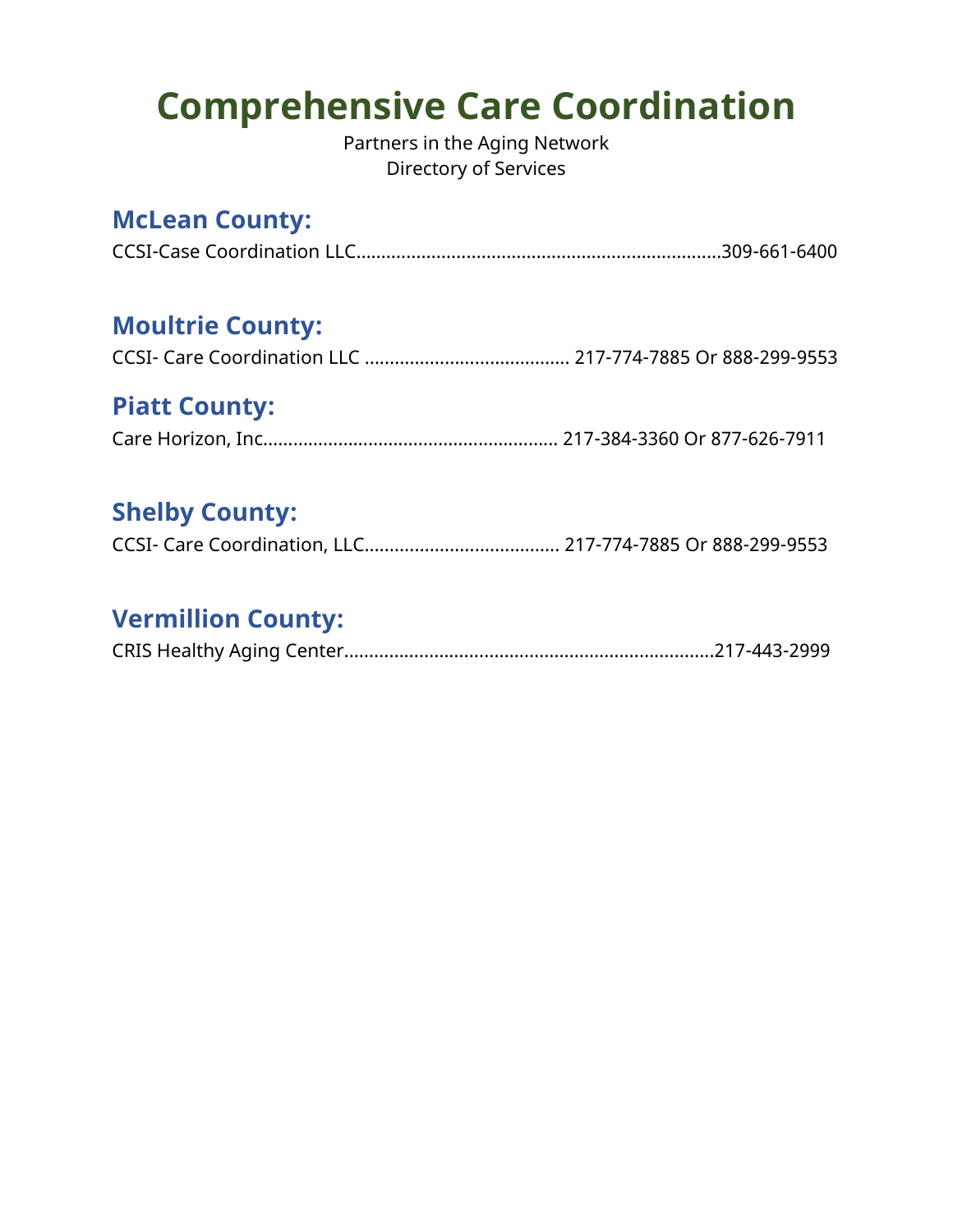# Comprehensive Care Coordination

Partners in the Aging Network
Directory of Services

## McLean County:

CCSI-Case Coordination LLC........................................................................309-661-6400

## Moultrie County:

CCSI- Care Coordination LLC ......................................... 217-774-7885 Or 888-299-9553

## Piatt County:

Care Horizon, Inc........................................................... 217-384-3360 Or 877-626-7911

## Shelby County:

CCSI- Care Coordination, LLC....................................... 217-774-7885 Or 888-299-9553

## Vermillion County:

CRIS Healthy Aging Center..........................................................................217-443-2999